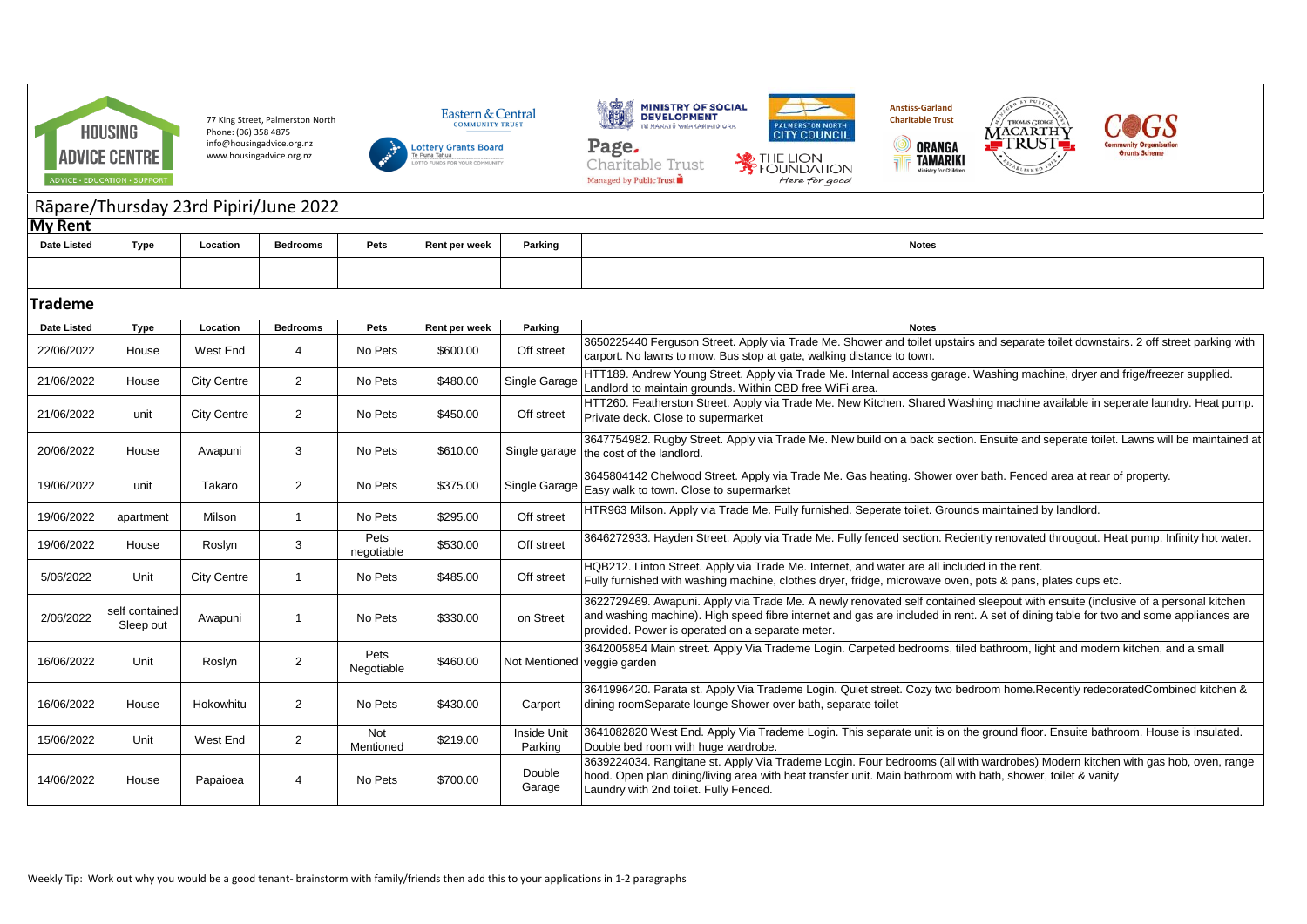HOUSING ADVICE CENTRE
ADVICE · EDUCATION · SUPPORT

77 King Street, Palmerston North
Phone: (06) 358 4875
info@housingadvice.org.nz
www.housingadvice.org.nz

## Rāpare/Thursday 23rd Pipiri/June 2022

### My Rent

| Date Listed | Type | Location | Bedrooms | Pets | Rent per week | Parking | Notes |
|---|---|---|---|---|---|---|---|
| | | | | | | | |

### Trademe

| Date Listed | Type | Location | Bedrooms | Pets | Rent per week | Parking | Notes |
|---|---|---|---|---|---|---|---|
| 22/06/2022 | House | West End | 4 | No Pets | $600.00 | Off street | 3650225440 Ferguson Street. Apply via Trade Me. Shower and toilet upstairs and separate toilet downstairs. 2 off street parking with carport. No lawns to mow. Bus stop at gate, walking distance to town. |
| 21/06/2022 | House | City Centre | 2 | No Pets | $480.00 | Single Garage | HTT189. Andrew Young Street. Apply via Trade Me. Internal access garage. Washing machine, dryer and frige/freezer supplied. Landlord to maintain grounds. Within CBD free WiFi area. |
| 21/06/2022 | unit | City Centre | 2 | No Pets | $450.00 | Off street | HTT260. Featherston Street. Apply via Trade Me. New Kitchen. Shared Washing machine available in seperate laundry. Heat pump. Private deck. Close to supermarket |
| 20/06/2022 | House | Awapuni | 3 | No Pets | $610.00 | Single garage | 3647754982. Rugby Street. Apply via Trade Me. New build on a back section. Ensuite and seperate toilet. Lawns will be maintained at the cost of the landlord. |
| 19/06/2022 | unit | Takaro | 2 | No Pets | $375.00 | Single Garage | 3645804142 Chelwood Street. Apply via Trade Me. Gas heating. Shower over bath. Fenced area at rear of property. Easy walk to town. Close to supermarket |
| 19/06/2022 | apartment | Milson | 1 | No Pets | $295.00 | Off street | HTR963 Milson. Apply via Trade Me. Fully furnished. Seperate toilet. Grounds maintained by landlord. |
| 19/06/2022 | House | Roslyn | 3 | Pets negotiable | $530.00 | Off street | 3646272933. Hayden Street. Apply via Trade Me. Fully fenced section. Reciently renovated througout. Heat pump. Infinity hot water. |
| 5/06/2022 | Unit | City Centre | 1 | No Pets | $485.00 | Off street | HQB212. Linton Street. Apply via Trade Me. Internet, and water are all included in the rent. Fully furnished with washing machine, clothes dryer, fridge, microwave oven, pots & pans, plates cups etc. |
| 2/06/2022 | self contained Sleep out | Awapuni | 1 | No Pets | $330.00 | on Street | 3622729469. Awapuni. Apply via Trade Me. A newly renovated self contained sleepout with ensuite (inclusive of a personal kitchen and washing machine). High speed fibre internet and gas are included in rent. A set of dining table for two and some appliances are provided. Power is operated on a separate meter. |
| 16/06/2022 | Unit | Roslyn | 2 | Pets Negotiable | $460.00 | Not Mentioned | 3642005854 Main street. Apply Via Trademe Login. Carpeted bedrooms, tiled bathroom, light and modern kitchen, and a small veggie garden |
| 16/06/2022 | House | Hokowhitu | 2 | No Pets | $430.00 | Carport | 3641996420. Parata st. Apply Via Trademe Login. Quiet street. Cozy two bedroom home.Recently redecoratedCombined kitchen & dining roomSeparate lounge Shower over bath, separate toilet |
| 15/06/2022 | Unit | West End | 2 | Not Mentioned | $219.00 | Inside Unit Parking | 3641082820 West End. Apply Via Trademe Login. This separate unit is on the ground floor. Ensuite bathroom. House is insulated. Double bed room with huge wardrobe. |
| 14/06/2022 | House | Papaioea | 4 | No Pets | $700.00 | Double Garage | 3639224034. Rangitane st. Apply Via Trademe Login. Four bedrooms (all with wardrobes) Modern kitchen with gas hob, oven, range hood. Open plan dining/living area with heat transfer unit. Main bathroom with bath, shower, toilet & vanity Laundry with 2nd toilet. Fully Fenced. |

Weekly Tip: Work out why you would be a good tenant- brainstorm with family/friends then add this to your applications in 1-2 paragraphs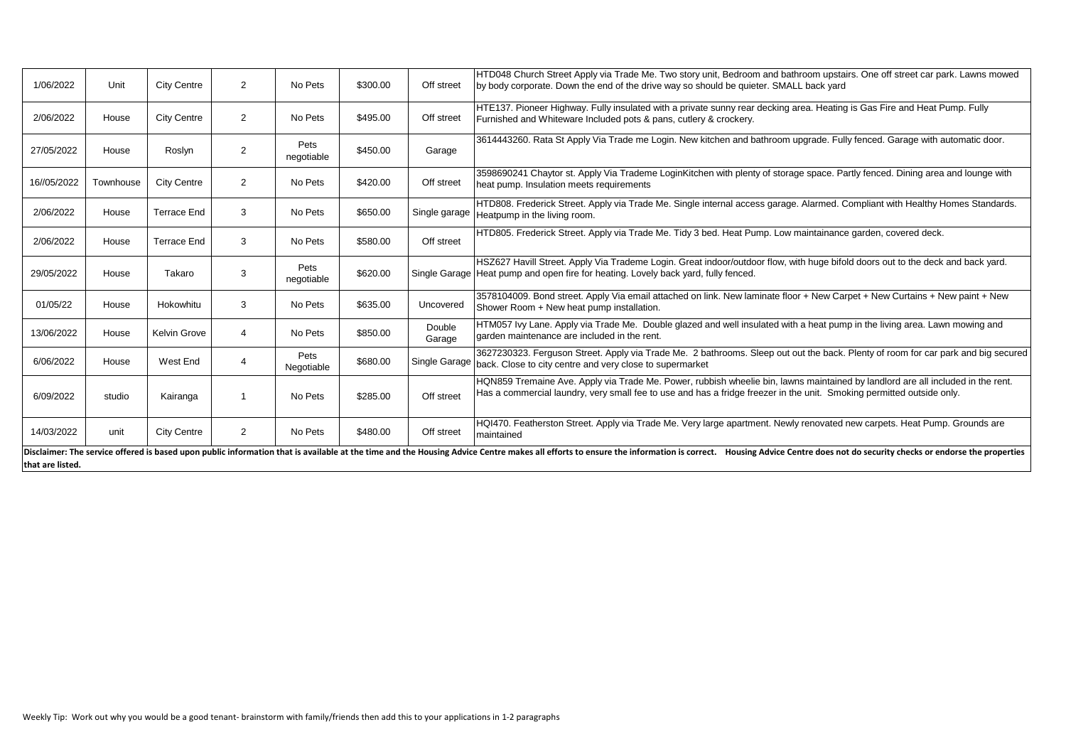| | | | | | | | |
|---|---|---|---|---|---|---|---|
| 1/06/2022 | Unit | City Centre | 2 | No Pets | $300.00 | Off street | HTD048 Church Street Apply via Trade Me. Two story unit, Bedroom and bathroom upstairs. One off street car park. Lawns mowed by body corporate. Down the end of the drive way so should be quieter. SMALL back yard |
| 2/06/2022 | House | City Centre | 2 | No Pets | $495.00 | Off street | HTE137. Pioneer Highway. Fully insulated with a private sunny rear decking area. Heating is Gas Fire and Heat Pump. Fully Furnished and Whiteware Included pots & pans, cutlery & crockery. |
| 27/05/2022 | House | Roslyn | 2 | Pets negotiable | $450.00 | Garage | 3614443260. Rata St Apply Via Trade me Login. New kitchen and bathroom upgrade. Fully fenced. Garage with automatic door. |
| 16//05/2022 | Townhouse | City Centre | 2 | No Pets | $420.00 | Off street | 3598690241 Chaytor st. Apply Via Trademe LoginKitchen with plenty of storage space. Partly fenced. Dining area and lounge with heat pump. Insulation meets requirements |
| 2/06/2022 | House | Terrace End | 3 | No Pets | $650.00 | Single garage | HTD808. Frederick Street. Apply via Trade Me. Single internal access garage. Alarmed. Compliant with Healthy Homes Standards. Heatpump in the living room. |
| 2/06/2022 | House | Terrace End | 3 | No Pets | $580.00 | Off street | HTD805. Frederick Street. Apply via Trade Me. Tidy 3 bed. Heat Pump. Low maintainance garden, covered deck. |
| 29/05/2022 | House | Takaro | 3 | Pets negotiable | $620.00 | Single Garage | HSZ627 Havill Street. Apply Via Trademe Login. Great indoor/outdoor flow, with huge bifold doors out to the deck and back yard. Heat pump and open fire for heating. Lovely back yard, fully fenced. |
| 01/05/22 | House | Hokowhitu | 3 | No Pets | $635.00 | Uncovered | 3578104009. Bond street. Apply Via email attached on link. New laminate floor + New Carpet + New Curtains + New paint + New Shower Room + New heat pump installation. |
| 13/06/2022 | House | Kelvin Grove | 4 | No Pets | $850.00 | Double Garage | HTM057 Ivy Lane. Apply via Trade Me. Double glazed and well insulated with a heat pump in the living area. Lawn mowing and garden maintenance are included in the rent. |
| 6/06/2022 | House | West End | 4 | Pets Negotiable | $680.00 | Single Garage | 3627230323. Ferguson Street. Apply via Trade Me. 2 bathrooms. Sleep out out the back. Plenty of room for car park and big secured back. Close to city centre and very close to supermarket |
| 6/09/2022 | studio | Kairanga | 1 | No Pets | $285.00 | Off street | HQN859 Tremaine Ave. Apply via Trade Me. Power, rubbish wheelie bin, lawns maintained by landlord are all included in the rent. Has a commercial laundry, very small fee to use and has a fridge freezer in the unit. Smoking permitted outside only. |
| 14/03/2022 | unit | City Centre | 2 | No Pets | $480.00 | Off street | HQI470. Featherston Street. Apply via Trade Me. Very large apartment. Newly renovated new carpets. Heat Pump. Grounds are maintained |

**Disclaimer: The service offered is based upon public information that is available at the time and the Housing Advice Centre makes all efforts to ensure the information is correct. Housing Advice Centre does not do security checks or endorse the properties that are listed.**

Weekly Tip: Work out why you would be a good tenant- brainstorm with family/friends then add this to your applications in 1-2 paragraphs